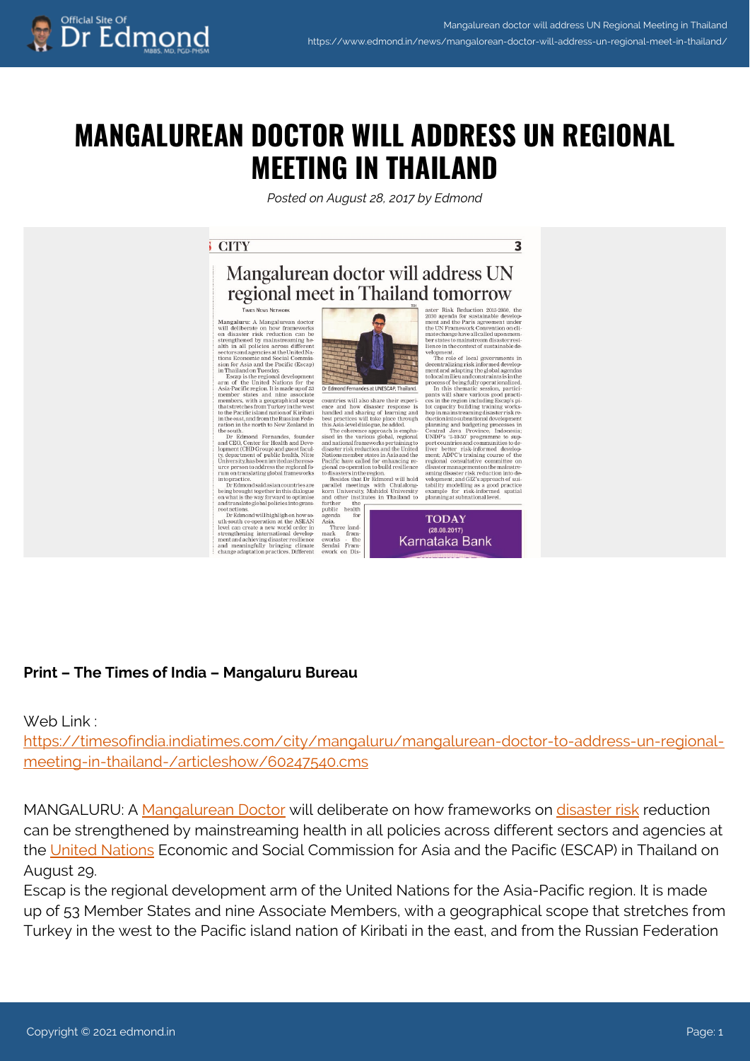# MANGALUREAN DOCTOR WILL ADDRESS UN REGIONAL MEETING IN THAILAND

*Posted on August 28, 2017 by Edmond*

**Print – The Times of India – Mangaluru Bureau**

Web Link :
https://timesofindia.indiatimes.com/city/mangaluru/mangalurean-doctor-to-address-un-regional-meeting-in-thailand-/articleshow/60247540.cms

MANGALURU: A Mangalurean Doctor will deliberate on how frameworks on disaster risk reduction can be strengthened by mainstreaming health in all policies across different sectors and agencies at the United Nations Economic and Social Commission for Asia and the Pacific (ESCAP) in Thailand on August 29.

Escap is the regional development arm of the United Nations for the Asia-Pacific region. It is made up of 53 Member States and nine Associate Members, with a geographical scope that stretches from Turkey in the west to the Pacific island nation of Kiribati in the east, and from the Russian Federation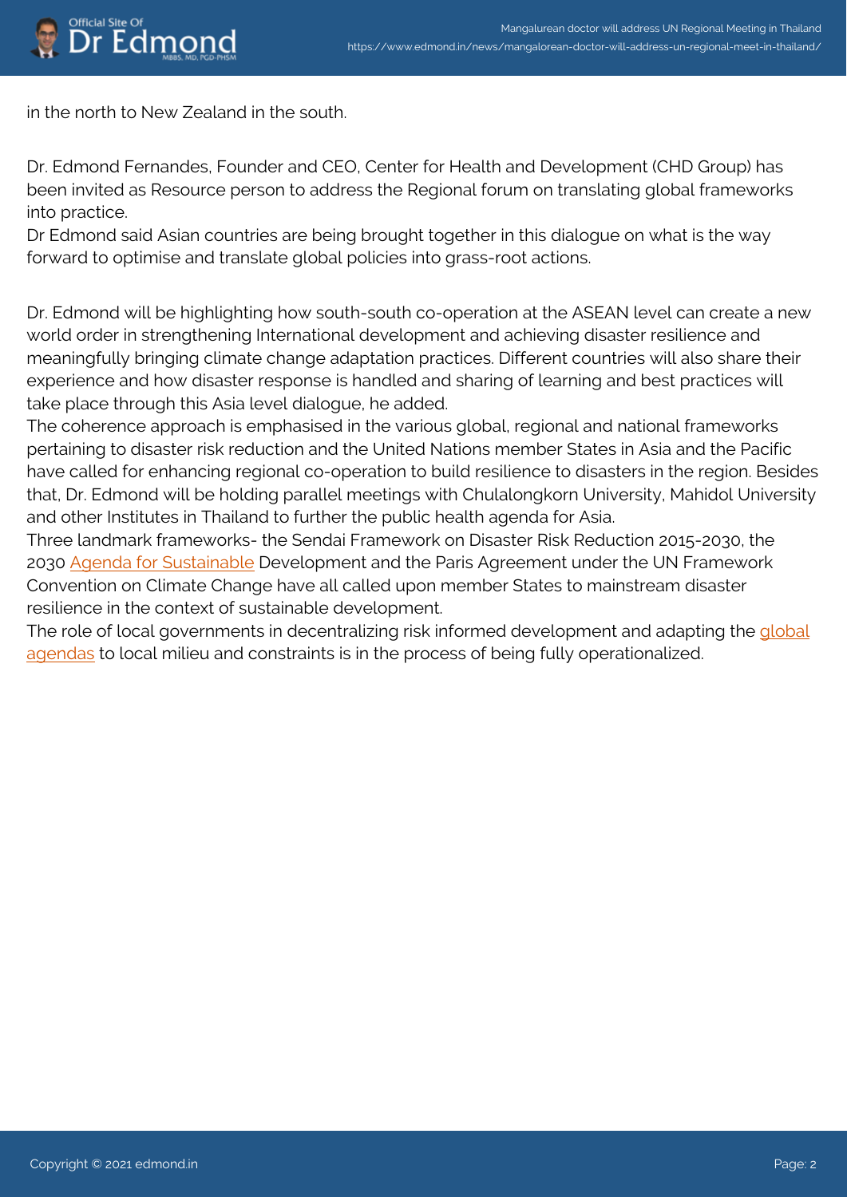in the north to New Zealand in the south.

Dr. Edmond Fernandes, Founder and CEO, Center for Health and Development (CHD Group) has been invited as Resource person to address the Regional forum on translating global frameworks into practice.
Dr Edmond said Asian countries are being brought together in this dialogue on what is the way forward to optimise and translate global policies into grass-root actions.

Dr. Edmond will be highlighting how south-south co-operation at the ASEAN level can create a new world order in strengthening International development and achieving disaster resilience and meaningfully bringing climate change adaptation practices. Different countries will also share their experience and how disaster response is handled and sharing of learning and best practices will take place through this Asia level dialogue, he added.
The coherence approach is emphasised in the various global, regional and national frameworks pertaining to disaster risk reduction and the United Nations member States in Asia and the Pacific have called for enhancing regional co-operation to build resilience to disasters in the region. Besides that, Dr. Edmond will be holding parallel meetings with Chulalongkorn University, Mahidol University and other Institutes in Thailand to further the public health agenda for Asia.
Three landmark frameworks- the Sendai Framework on Disaster Risk Reduction 2015-2030, the 2030 Agenda for Sustainable Development and the Paris Agreement under the UN Framework Convention on Climate Change have all called upon member States to mainstream disaster resilience in the context of sustainable development.
The role of local governments in decentralizing risk informed development and adapting the global agendas to local milieu and constraints is in the process of being fully operationalized.